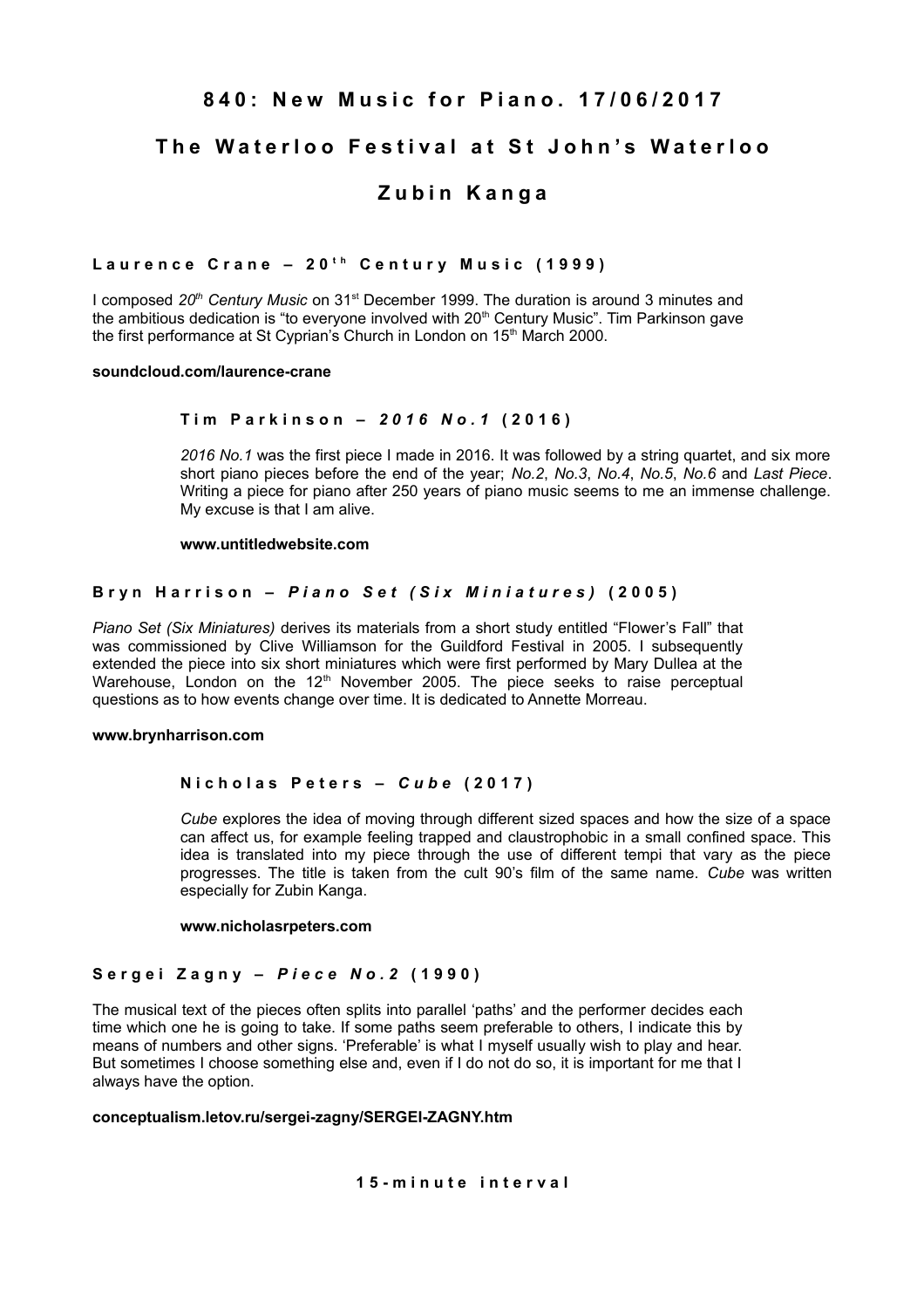# 840: New Music for Piano. 17/06/2017

# The Waterloo Festival at St John's Waterloo

# Zubin Kanga

### Laurence Crane – 20th Century Music (1999)

I composed *20th Century Music* on 31st December 1999. The duration is around 3 minutes and the ambitious dedication is "to everyone involved with 20th Century Music". Tim Parkinson gave the first performance at St Cyprian's Church in London on 15th March 2000.

**soundcloud.com/laurence-crane**

### Tim Parkinson – *2016 No.1* (2016)

*2016 No.1* was the first piece I made in 2016. It was followed by a string quartet, and six more short piano pieces before the end of the year; *No.2*, *No.3*, *No.4*, *No.5*, *No.6* and *Last Piece*. Writing a piece for piano after 250 years of piano music seems to me an immense challenge. My excuse is that I am alive.

**www.untitledwebsite.com**

### Bryn Harrison – *Piano Set (Six Miniatures)* (2005)

*Piano Set (Six Miniatures)* derives its materials from a short study entitled "Flower's Fall" that was commissioned by Clive Williamson for the Guildford Festival in 2005. I subsequently extended the piece into six short miniatures which were first performed by Mary Dullea at the Warehouse, London on the 12th November 2005. The piece seeks to raise perceptual questions as to how events change over time. It is dedicated to Annette Morreau.

**www.brynharrison.com**

### Nicholas Peters – *Cube* (2017)

*Cube* explores the idea of moving through different sized spaces and how the size of a space can affect us, for example feeling trapped and claustrophobic in a small confined space. This idea is translated into my piece through the use of different tempi that vary as the piece progresses. The title is taken from the cult 90's film of the same name. *Cube* was written especially for Zubin Kanga.

**www.nicholasrpeters.com**

### Sergei Zagny – *Piece No.2* (1990)

The musical text of the pieces often splits into parallel 'paths' and the performer decides each time which one he is going to take. If some paths seem preferable to others, I indicate this by means of numbers and other signs. 'Preferable' is what I myself usually wish to play and hear. But sometimes I choose something else and, even if I do not do so, it is important for me that I always have the option.

**conceptualism.letov.ru/sergei-zagny/SERGEI-ZAGNY.htm**

**15-minute interval**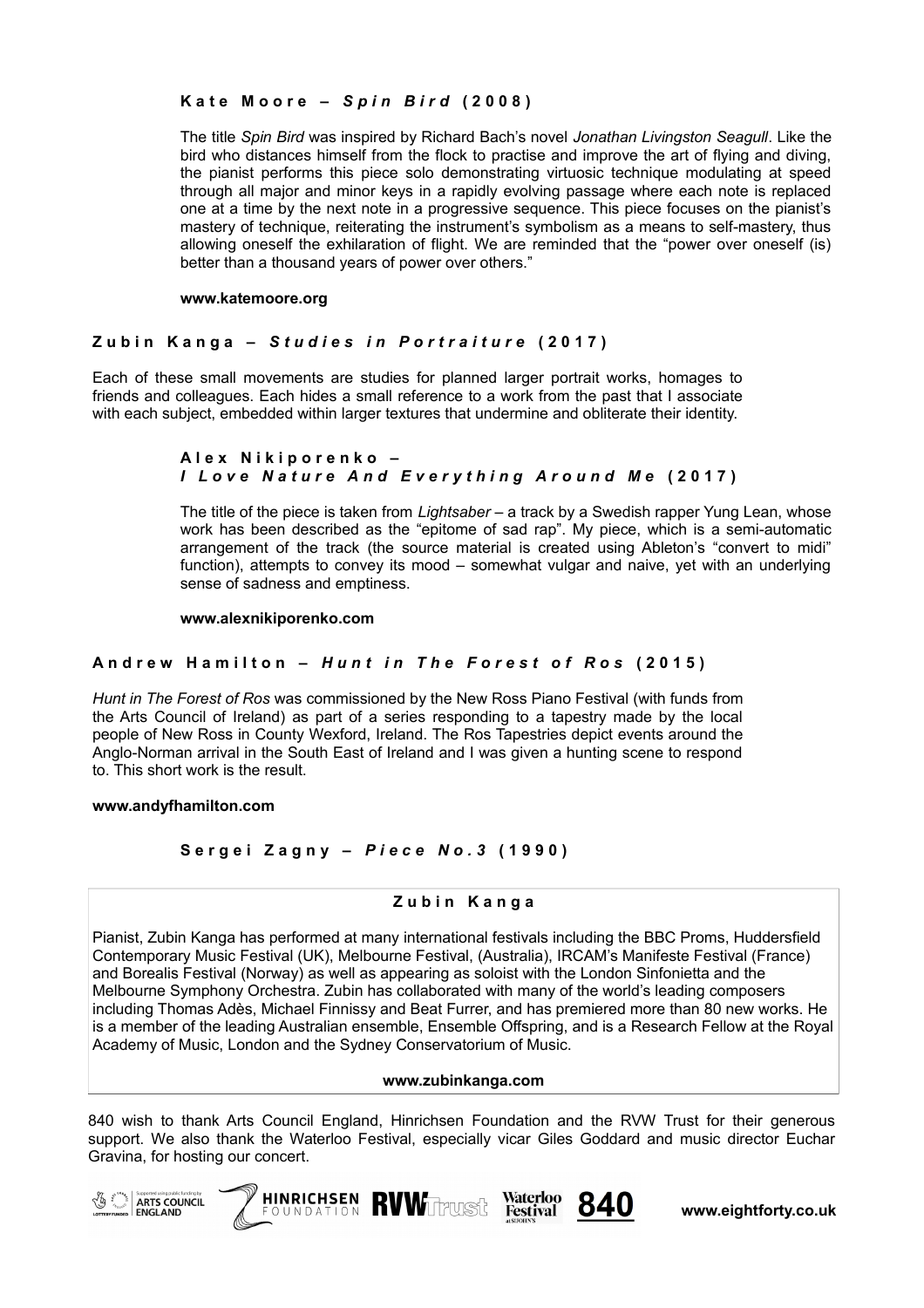### Kate Moore – *Spin Bird* (2008)

The title *Spin Bird* was inspired by Richard Bach's novel *Jonathan Livingston Seagull*. Like the bird who distances himself from the flock to practise and improve the art of flying and diving, the pianist performs this piece solo demonstrating virtuosic technique modulating at speed through all major and minor keys in a rapidly evolving passage where each note is replaced one at a time by the next note in a progressive sequence. This piece focuses on the pianist's mastery of technique, reiterating the instrument's symbolism as a means to self-mastery, thus allowing oneself the exhilaration of flight. We are reminded that the "power over oneself (is) better than a thousand years of power over others."

**www.katemoore.org**

### Zubin Kanga – *Studies in Portraiture* (2017)

Each of these small movements are studies for planned larger portrait works, homages to friends and colleagues. Each hides a small reference to a work from the past that I associate with each subject, embedded within larger textures that undermine and obliterate their identity.

### Alex Nikiporenko – *I Love Nature And Everything Around Me* (2017)

The title of the piece is taken from *Lightsaber* – a track by a Swedish rapper Yung Lean, whose work has been described as the "epitome of sad rap". My piece, which is a semi-automatic arrangement of the track (the source material is created using Ableton's "convert to midi" function), attempts to convey its mood – somewhat vulgar and naive, yet with an underlying sense of sadness and emptiness.

**www.alexnikiporenko.com**

### Andrew Hamilton – *Hunt in The Forest of Ros* (2015)

*Hunt in The Forest of Ros* was commissioned by the New Ross Piano Festival (with funds from the Arts Council of Ireland) as part of a series responding to a tapestry made by the local people of New Ross in County Wexford, Ireland. The Ros Tapestries depict events around the Anglo-Norman arrival in the South East of Ireland and I was given a hunting scene to respond to. This short work is the result.

**www.andyfhamilton.com**

### Sergei Zagny – *Piece No.3* (1990)

### Zubin Kanga

Pianist, Zubin Kanga has performed at many international festivals including the BBC Proms, Huddersfield Contemporary Music Festival (UK), Melbourne Festival, (Australia), IRCAM's Manifeste Festival (France) and Borealis Festival (Norway) as well as appearing as soloist with the London Sinfonietta and the Melbourne Symphony Orchestra. Zubin has collaborated with many of the world's leading composers including Thomas Adès, Michael Finnissy and Beat Furrer, and has premiered more than 80 new works. He is a member of the leading Australian ensemble, Ensemble Offspring, and is a Research Fellow at the Royal Academy of Music, London and the Sydney Conservatorium of Music.

**www.zubinkanga.com**

840 wish to thank Arts Council England, Hinrichsen Foundation and the RVW Trust for their generous support. We also thank the Waterloo Festival, especially vicar Giles Goddard and music director Euchar Gravina, for hosting our concert.

**www.eightforty.co.uk**